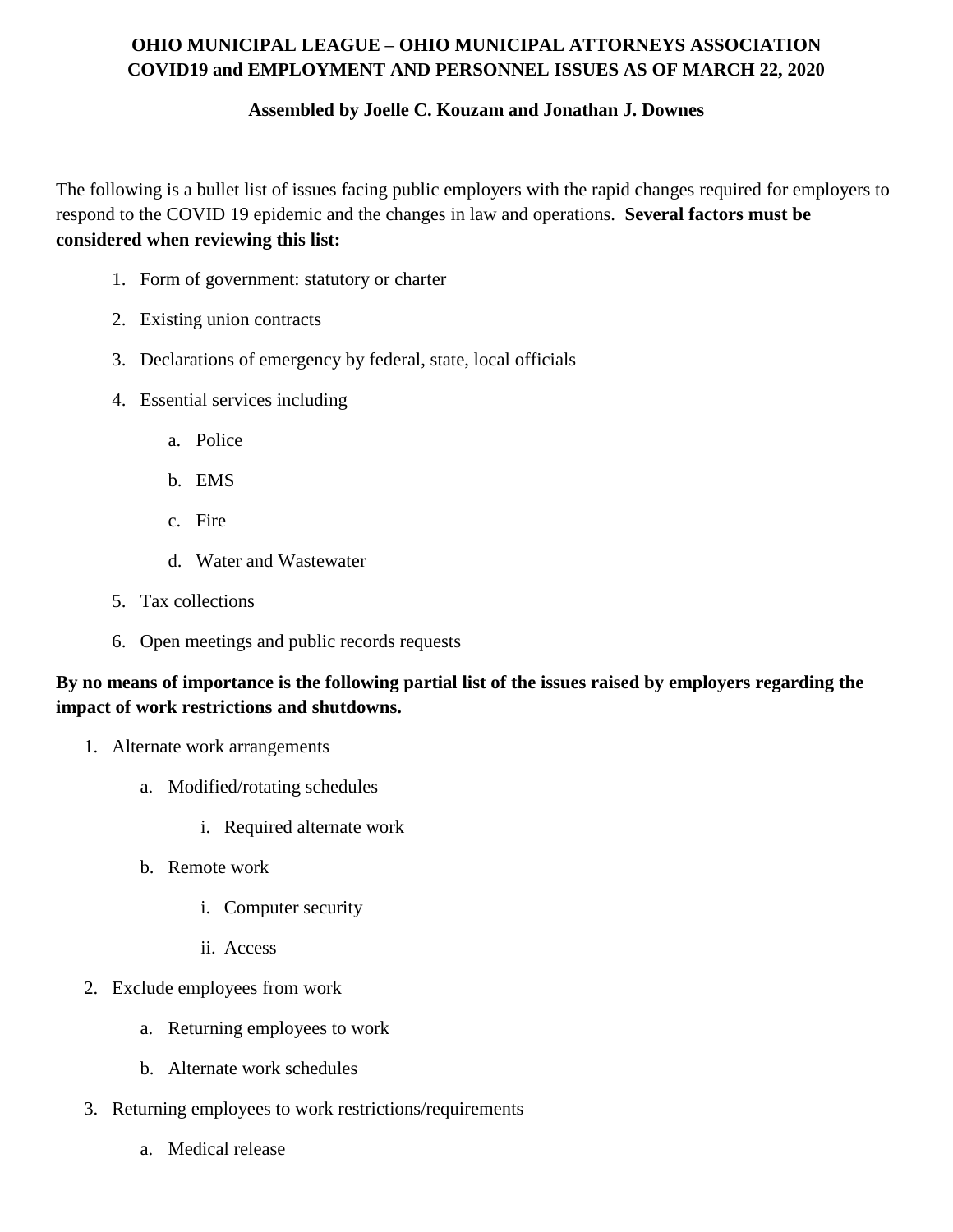# OHIO MUNICIPAL LEAGUE – OHIO MUNICIPAL ATTORNEYS ASSOCIATION COVID19 and EMPLOYMENT AND PERSONNEL ISSUES AS OF MARCH 22, 2020

**Assembled by Joelle C. Kouzam and Jonathan J. Downes**

The following is a bullet list of issues facing public employers with the rapid changes required for employers to respond to the COVID 19 epidemic and the changes in law and operations. **Several factors must be considered when reviewing this list:**

1. Form of government: statutory or charter
2. Existing union contracts
3. Declarations of emergency by federal, state, local officials
4. Essential services including
    a. Police
    b. EMS
    c. Fire
    d. Water and Wastewater
5. Tax collections
6. Open meetings and public records requests

**By no means of importance is the following partial list of the issues raised by employers regarding the impact of work restrictions and shutdowns.**

1. Alternate work arrangements
    a. Modified/rotating schedules
        i. Required alternate work
    b. Remote work
        i. Computer security
        ii. Access
2. Exclude employees from work
    a. Returning employees to work
    b. Alternate work schedules
3. Returning employees to work restrictions/requirements
    a. Medical release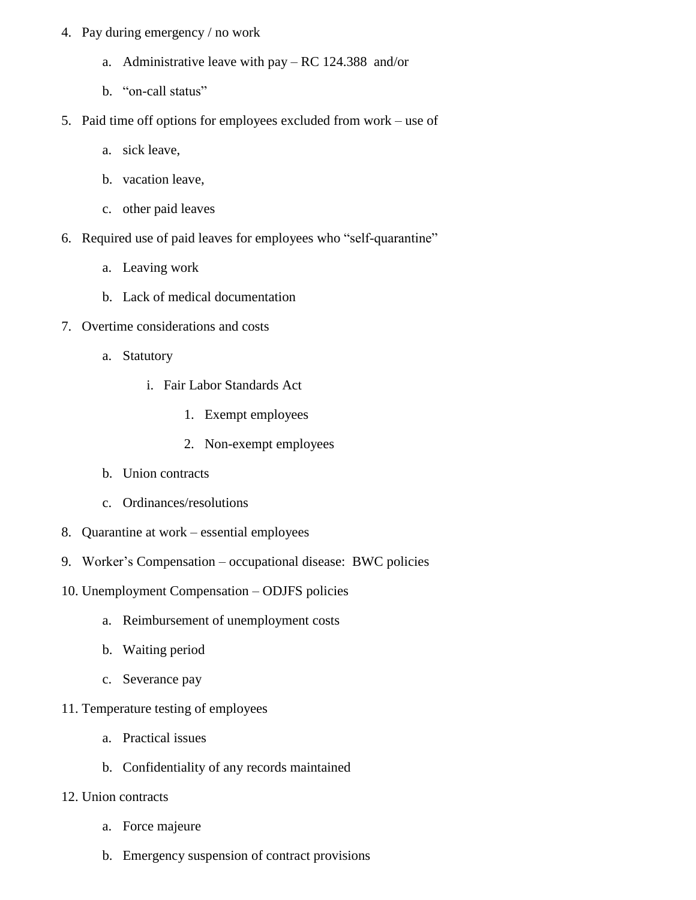4. Pay during emergency / no work
    a. Administrative leave with pay – RC 124.388 and/or
    b. "on-call status"
5. Paid time off options for employees excluded from work – use of
    a. sick leave,
    b. vacation leave,
    c. other paid leaves
6. Required use of paid leaves for employees who "self-quarantine"
    a. Leaving work
    b. Lack of medical documentation
7. Overtime considerations and costs
    a. Statutory
        i. Fair Labor Standards Act
            1. Exempt employees
            2. Non-exempt employees
    b. Union contracts
    c. Ordinances/resolutions
8. Quarantine at work – essential employees
9. Worker's Compensation – occupational disease: BWC policies
10. Unemployment Compensation – ODJFS policies
    a. Reimbursement of unemployment costs
    b. Waiting period
    c. Severance pay
11. Temperature testing of employees
    a. Practical issues
    b. Confidentiality of any records maintained
12. Union contracts
    a. Force majeure
    b. Emergency suspension of contract provisions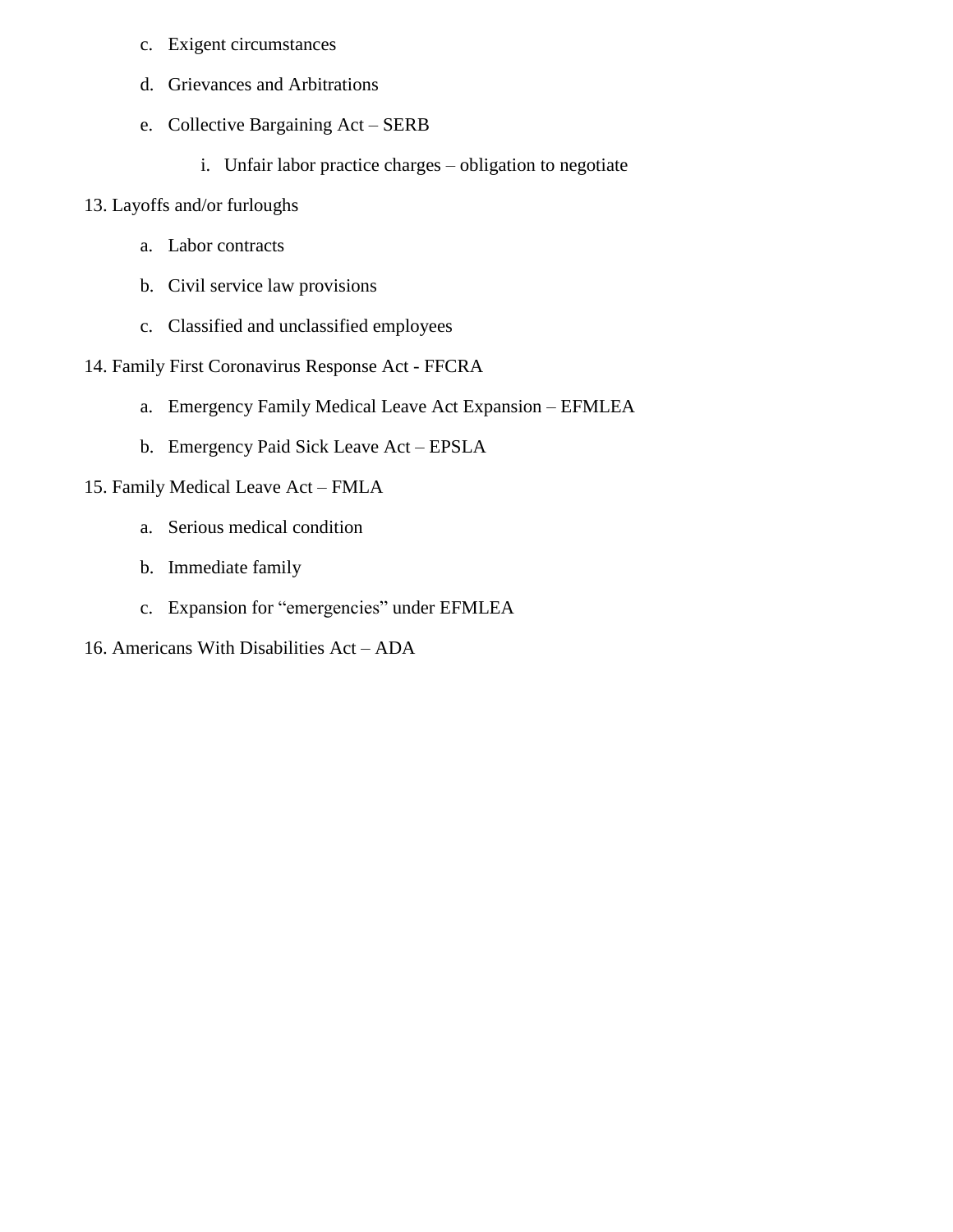c. Exigent circumstances

   d. Grievances and Arbitrations

   e. Collective Bargaining Act – SERB

      i. Unfair labor practice charges – obligation to negotiate

13. Layoffs and/or furloughs

    a. Labor contracts

    b. Civil service law provisions

    c. Classified and unclassified employees

14. Family First Coronavirus Response Act - FFCRA

    a. Emergency Family Medical Leave Act Expansion – EFMLEA

    b. Emergency Paid Sick Leave Act – EPSLA

15. Family Medical Leave Act – FMLA

    a. Serious medical condition

    b. Immediate family

    c. Expansion for "emergencies" under EFMLEA

16. Americans With Disabilities Act – ADA